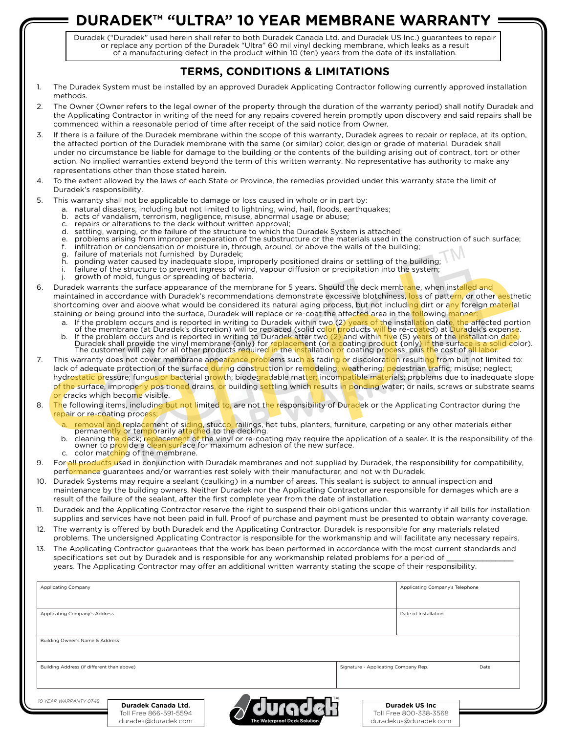# DURADEK™ "ULTRA" 10 YEAR MEMBRANE WARRANTY

Duradek ("Duradek" used herein shall refer to both Duradek Canada Ltd. and Duradek US Inc.) guarantees to repair or replace any portion of the Duradek "Ultra" 60 mil vinyl decking membrane, which leaks as a result of a manufacturing defect in the product within 10 (ten) years from the date of its installation.

## TERMS, CONDITIONS & LIMITATIONS

1. The Duradek System must be installed by an approved Duradek Applicating Contractor following currently approved installation methods.
2. The Owner (Owner refers to the legal owner of the property through the duration of the warranty period) shall notify Duradek and the Applicating Contractor in writing of the need for any repairs covered herein promptly upon discovery and said repairs shall be commenced within a reasonable period of time after receipt of the said notice from Owner.
3. If there is a failure of the Duradek membrane within the scope of this warranty, Duradek agrees to repair or replace, at its option, the affected portion of the Duradek membrane with the same (or similar) color, design or grade of material. Duradek shall under no circumstance be liable for damage to the building or the contents of the building arising out of contract, tort or other action. No implied warranties extend beyond the term of this written warranty. No representative has authority to make any representations other than those stated herein.
4. To the extent allowed by the laws of each State or Province, the remedies provided under this warranty state the limit of Duradek's responsibility.
5. This warranty shall not be applicable to damage or loss caused in whole or in part by:
   a. natural disasters, including but not limited to lightning, wind, hail, floods, earthquakes;
   b. acts of vandalism, terrorism, negligence, misuse, abnormal usage or abuse;
   c. repairs or alterations to the deck without written approval;
   d. settling, warping, or the failure of the structure to which the Duradek System is attached;
   e. problems arising from improper preparation of the substructure or the materials used in the construction of such surface;
   f. infiltration or condensation or moisture in, through, around, or above the walls of the building;
   g. failure of materials not furnished by Duradek;
   h. ponding water caused by inadequate slope, improperly positioned drains or settling of the building;
   i. failure of the structure to prevent ingress of wind, vapour diffusion or precipitation into the system;
   j. growth of mold, fungus or spreading of bacteria.
6. Duradek warrants the surface appearance of the membrane for 5 years. Should the deck membrane, when installed and maintained in accordance with Duradek's recommendations demonstrate excessive blotchiness, loss of pattern, or other aesthetic shortcoming over and above what would be considered its natural aging process, but not including dirt or any foreign material staining or being ground into the surface, Duradek will replace or re-coat the affected area in the following manner:
   a. If the problem occurs and is reported in writing to Duradek within two (2) years of the installation date, the affected portion of the membrane (at Duradek's discretion) will be replaced (solid color products will be re-coated) at Duradek's expense.
   b. If the problem occurs and is reported in writing to Duradek after two (2) and within five (5) years of the installation date, Duradek shall provide the vinyl membrane {only} for replacement (or a coating product {only} if the surface is a solid color). The customer will pay for all other products required in the installation or coating process, plus the cost of all labor.
7. This warranty does not cover membrane appearance problems such as fading or discoloration resulting from but not limited to: lack of adequate protection of the surface during construction or remodeling; weathering; pedestrian traffic; misuse; neglect; hydrostatic pressure; fungus or bacterial growth; biodegradable matter; incompatible materials; problems due to inadequate slope of the surface, improperly positioned drains, or building settling which results in ponding water; or nails, screws or substrate seams or cracks which become visible.
8. The following items, including but not limited to, are not the responsibility of Duradek or the Applicating Contractor during the repair or re-coating process;
   a. removal and replacement of siding, stucco, railings, hot tubs, planters, furniture, carpeting or any other materials either permanently or temporarily attached to the decking.
   b. cleaning the deck; replacement of the vinyl or re-coating may require the application of a sealer. It is the responsibility of the owner to provide a clean surface for maximum adhesion of the new surface.
   c. color matching of the membrane.
9. For all products used in conjunction with Duradek membranes and not supplied by Duradek, the responsibility for compatibility, performance guarantees and/or warranties rest solely with their manufacturer, and not with Duradek.
10. Duradek Systems may require a sealant (caulking) in a number of areas. This sealant is subject to annual inspection and maintenance by the building owners. Neither Duradek nor the Applicating Contractor are responsible for damages which are a result of the failure of the sealant, after the first complete year from the date of installation.
11. Duradek and the Applicating Contractor reserve the right to suspend their obligations under this warranty if all bills for installation supplies and services have not been paid in full. Proof of purchase and payment must be presented to obtain warranty coverage.
12. The warranty is offered by both Duradek and the Applicating Contractor. Duradek is responsible for any materials related problems. The undersigned Applicating Contractor is responsible for the workmanship and will facilitate any necessary repairs.
13. The Applicating Contractor guarantees that the work has been performed in accordance with the most current standards and specifications set out by Duradek and is responsible for any workmanship related problems for a period of ________________ years. The Applicating Contractor may offer an additional written warranty stating the scope of their responsibility.

| Applicating Company | | Applicating Company's Telephone |
|---|---|---|
| Applicating Company's Address | | Date of Installation |
| Building Owner's Name & Address | | |
| Building Address (if different than above) | Signature - Applicating Company Rep. | Date |

*10 YEAR WARRANTY 07-18*

**Duradek Canada Ltd.**
Toll Free 866-591-5594
duradek@duradek.com

duradek™ The Waterproof Deck Solution

**Duradek US Inc**
Toll Free 800-338-3568
duradekus@duradek.com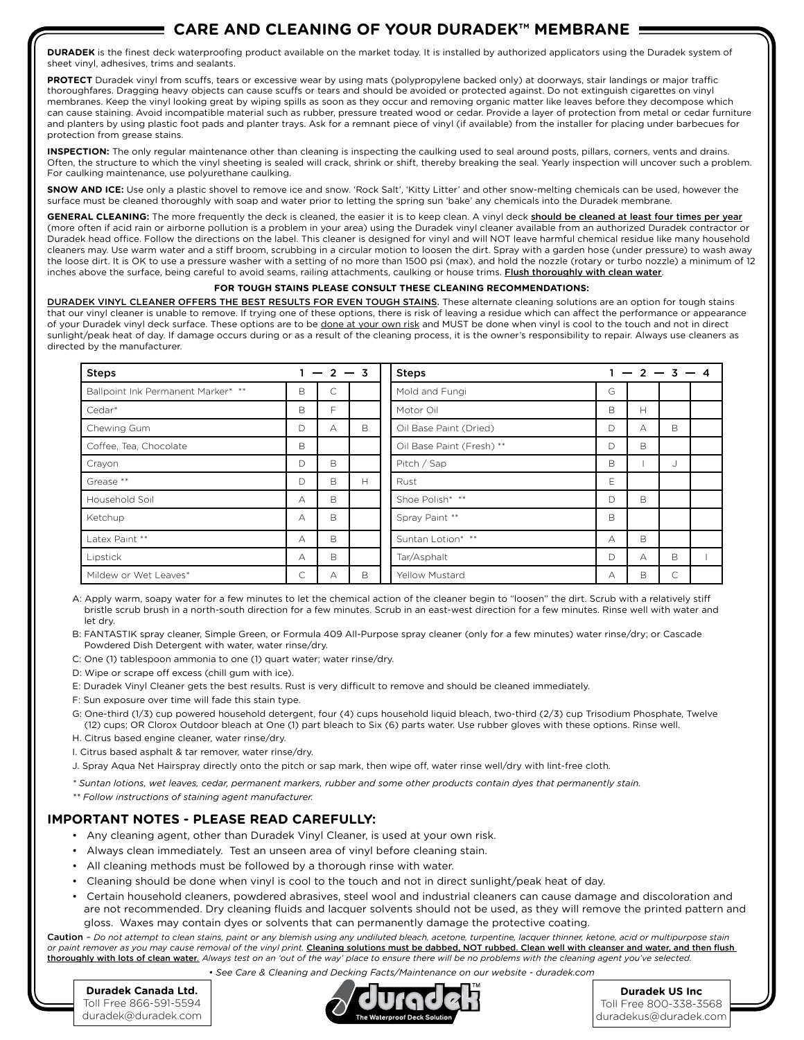# CARE AND CLEANING OF YOUR DURADEK™ MEMBRANE

**DURADEK** is the finest deck waterproofing product available on the market today. It is installed by authorized applicators using the Duradek system of sheet vinyl, adhesives, trims and sealants.

**PROTECT** Duradek vinyl from scuffs, tears or excessive wear by using mats (polypropylene backed only) at doorways, stair landings or major traffic thoroughfares. Dragging heavy objects can cause scuffs or tears and should be avoided or protected against. Do not extinguish cigarettes on vinyl membranes. Keep the vinyl looking great by wiping spills as soon as they occur and removing organic matter like leaves before they decompose which can cause staining. Avoid incompatible material such as rubber, pressure treated wood or cedar. Provide a layer of protection from metal or cedar furniture and planters by using plastic foot pads and planter trays. Ask for a remnant piece of vinyl (if available) from the installer for placing under barbecues for protection from grease stains.

**INSPECTION:** The only regular maintenance other than cleaning is inspecting the caulking used to seal around posts, pillars, corners, vents and drains. Often, the structure to which the vinyl sheeting is sealed will crack, shrink or shift, thereby breaking the seal. Yearly inspection will uncover such a problem. For caulking maintenance, use polyurethane caulking.

**SNOW AND ICE:** Use only a plastic shovel to remove ice and snow. 'Rock Salt', 'Kitty Litter' and other snow-melting chemicals can be used, however the surface must be cleaned thoroughly with soap and water prior to letting the spring sun 'bake' any chemicals into the Duradek membrane.

**GENERAL CLEANING:** The more frequently the deck is cleaned, the easier it is to keep clean. A vinyl deck **should be cleaned at least four times per year** (more often if acid rain or airborne pollution is a problem in your area) using the Duradek vinyl cleaner available from an authorized Duradek contractor or Duradek head office. Follow the directions on the label. This cleaner is designed for vinyl and will NOT leave harmful chemical residue like many household cleaners may. Use warm water and a stiff broom, scrubbing in a circular motion to loosen the dirt. Spray with a garden hose (under pressure) to wash away the loose dirt. It is OK to use a pressure washer with a setting of no more than 1500 psi (max), and hold the nozzle (rotary or turbo nozzle) a minimum of 12 inches above the surface, being careful to avoid seams, railing attachments, caulking or house trims. **Flush thoroughly with clean water**.

**FOR TOUGH STAINS PLEASE CONSULT THESE CLEANING RECOMMENDATIONS:**

**DURADEK VINYL CLEANER OFFERS THE BEST RESULTS FOR EVEN TOUGH STAINS.** These alternate cleaning solutions are an option for tough stains that our vinyl cleaner is unable to remove. If trying one of these options, there is risk of leaving a residue which can affect the performance or appearance of your Duradek vinyl deck surface. These options are to be done at your own risk and MUST be done when vinyl is cool to the touch and not in direct sunlight/peak heat of day. If damage occurs during or as a result of the cleaning process, it is the owner's responsibility to repair. Always use cleaners as directed by the manufacturer.

| Steps | 1 | 2 | 3 |
|---|---|---|---|
| Ballpoint Ink Permanent Marker* ** | B | C | |
| Cedar* | B | F | |
| Chewing Gum | D | A | B |
| Coffee, Tea, Chocolate | B | | |
| Crayon | D | B | |
| Grease ** | D | B | H |
| Household Soil | A | B | |
| Ketchup | A | B | |
| Latex Paint ** | A | B | |
| Lipstick | A | B | |
| Mildew or Wet Leaves* | C | A | B |

| Steps | 1 | 2 | 3 | 4 |
|---|---|---|---|---|
| Mold and Fungi | G | | | |
| Motor Oil | B | H | | |
| Oil Base Paint (Dried) | D | A | B | |
| Oil Base Paint (Fresh) ** | D | B | | |
| Pitch / Sap | B | I | J | |
| Rust | E | | | |
| Shoe Polish* ** | D | B | | |
| Spray Paint ** | B | | | |
| Suntan Lotion* ** | A | B | | |
| Tar/Asphalt | D | A | B | I |
| Yellow Mustard | A | B | C | |

A: Apply warm, soapy water for a few minutes to let the chemical action of the cleaner begin to "loosen" the dirt. Scrub with a relatively stiff bristle scrub brush in a north-south direction for a few minutes. Scrub in an east-west direction for a few minutes. Rinse well with water and let dry.

B: FANTASTIK spray cleaner, Simple Green, or Formula 409 All-Purpose spray cleaner (only for a few minutes) water rinse/dry; or Cascade Powdered Dish Detergent with water, water rinse/dry.

C: One (1) tablespoon ammonia to one (1) quart water; water rinse/dry.

D: Wipe or scrape off excess (chill gum with ice).

E: Duradek Vinyl Cleaner gets the best results. Rust is very difficult to remove and should be cleaned immediately.

F: Sun exposure over time will fade this stain type.

G: One-third (1/3) cup powered household detergent, four (4) cups household liquid bleach, two-third (2/3) cup Trisodium Phosphate, Twelve (12) cups; OR Clorox Outdoor bleach at One (1) part bleach to Six (6) parts water. Use rubber gloves with these options. Rinse well.

H. Citrus based engine cleaner, water rinse/dry.

I. Citrus based asphalt & tar remover, water rinse/dry.

J. Spray Aqua Net Hairspray directly onto the pitch or sap mark, then wipe off, water rinse well/dry with lint-free cloth.

*\* Suntan lotions, wet leaves, cedar, permanent markers, rubber and some other products contain dyes that permanently stain.*

*\*\* Follow instructions of staining agent manufacturer.*

## IMPORTANT NOTES - PLEASE READ CAREFULLY:

- Any cleaning agent, other than Duradek Vinyl Cleaner, is used at your own risk.
- Always clean immediately. Test an unseen area of vinyl before cleaning stain.
- All cleaning methods must be followed by a thorough rinse with water.
- Cleaning should be done when vinyl is cool to the touch and not in direct sunlight/peak heat of day.
- Certain household cleaners, powdered abrasives, steel wool and industrial cleaners can cause damage and discoloration and are not recommended. Dry cleaning fluids and lacquer solvents should not be used, as they will remove the printed pattern and gloss. Waxes may contain dyes or solvents that can permanently damage the protective coating.

**Caution** – *Do not attempt to clean stains, paint or any blemish using any undiluted bleach, acetone, turpentine, lacquer thinner, ketone, acid or multipurpose stain or paint remover as you may cause removal of the vinyl print.* ***Cleaning solutions must be dabbed, NOT rubbed. Clean well with cleanser and water, and then flush thoroughly with lots of clean water.*** *Always test on an 'out of the way' place to ensure there will be no problems with the cleaning agent you've selected.*

*• See Care & Cleaning and Decking Facts/Maintenance on our website - duradek.com*

**Duradek Canada Ltd.**
Toll Free 866-591-5594
duradek@duradek.com

duradek™ The Waterproof Deck Solution

**Duradek US Inc**
Toll Free 800-338-3568
duradekus@duradek.com